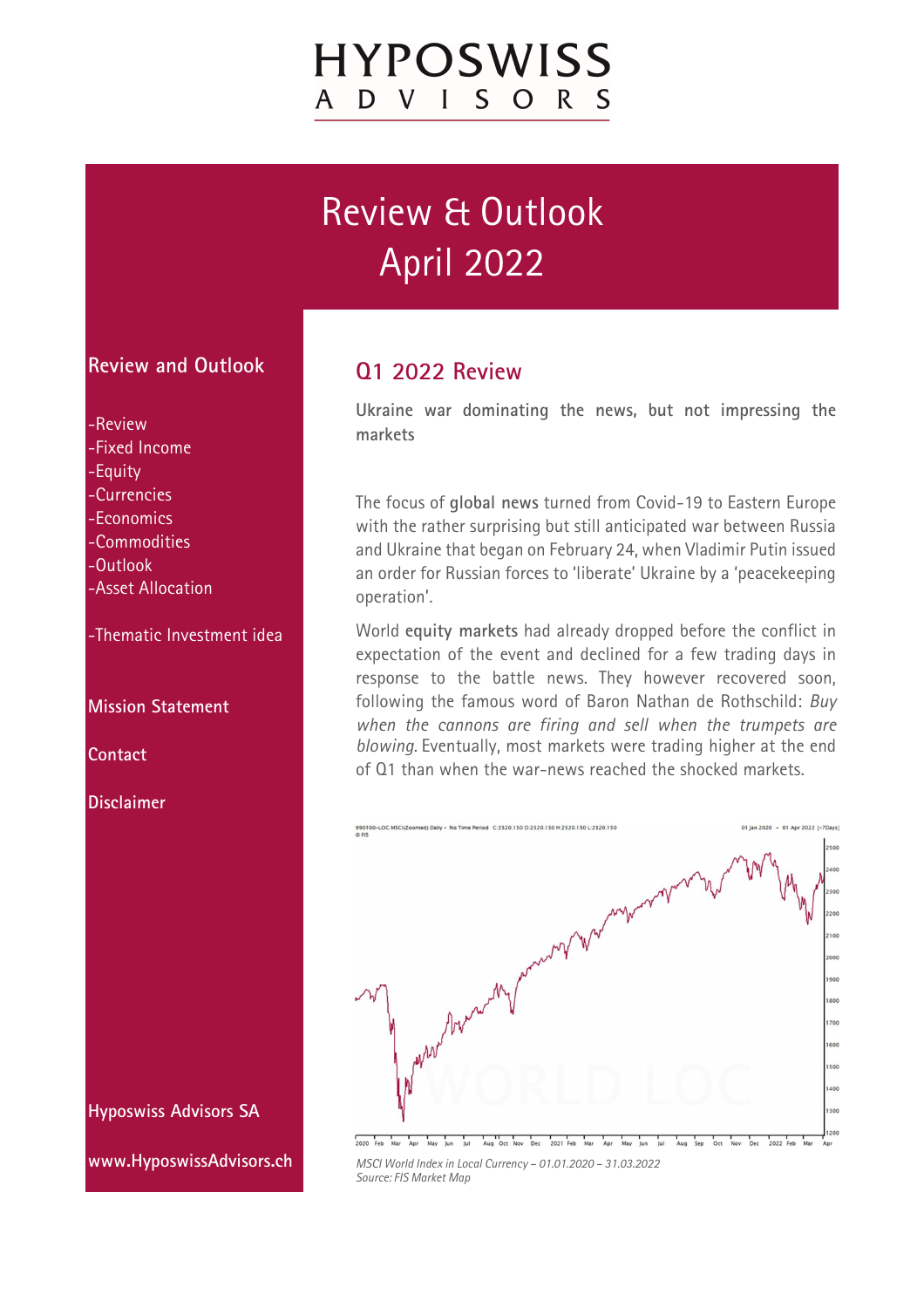# HYPOSWISS ADVISORS

# Review & Outlook
## April 2022

**Review and Outlook**

- -Review
- -Fixed Income
- -Equity
- -Currencies
- -Economics
- -Commodities
- -Outlook
- -Asset Allocation

- -Thematic Investment idea

**Mission Statement**

**Contact**

**Disclaimer**

**Hyposwiss Advisors SA**

**www.HyposwissAdvisors.ch**

## Q1 2022 Review

**Ukraine war dominating the news, but not impressing the markets**

The focus of **global news** turned from Covid-19 to Eastern Europe with the rather surprising but still anticipated war between Russia and Ukraine that began on February 24, when Vladimir Putin issued an order for Russian forces to 'liberate' Ukraine by a 'peacekeeping operation'.

World **equity markets** had already dropped before the conflict in expectation of the event and declined for a few trading days in response to the battle news. They however recovered soon, following the famous word of Baron Nathan de Rothschild: *Buy when the cannons are firing and sell when the trumpets are blowing.* Eventually, most markets were trading higher at the end of Q1 than when the war-news reached the shocked markets.

*MSCI World Index in Local Currency – 01.01.2020 – 31.03.2022*
*Source: FIS Market Map*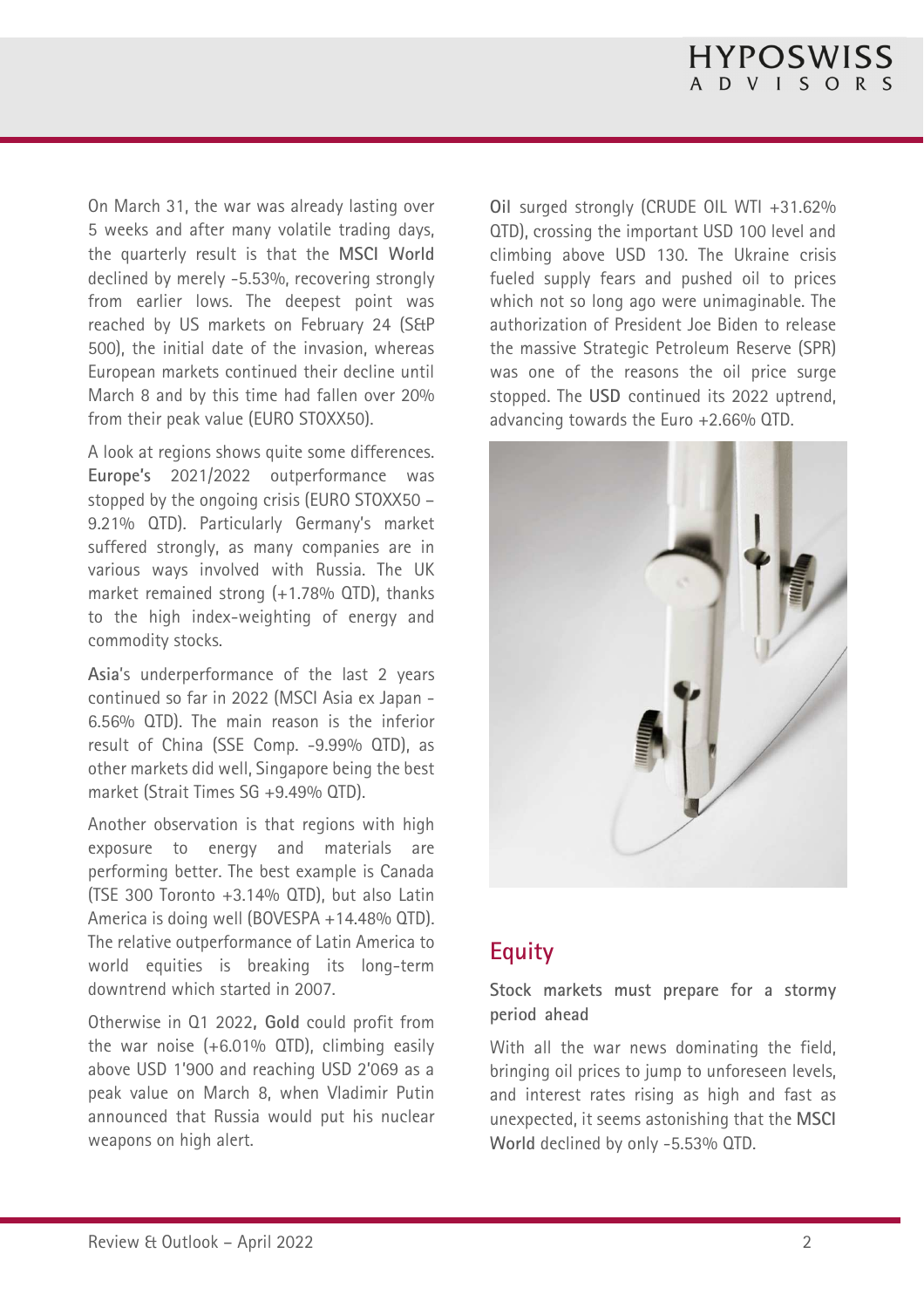On March 31, the war was already lasting over 5 weeks and after many volatile trading days, the quarterly result is that the **MSCI World** declined by merely -5.53%, recovering strongly from earlier lows. The deepest point was reached by US markets on February 24 (S&P 500), the initial date of the invasion, whereas European markets continued their decline until March 8 and by this time had fallen over 20% from their peak value (EURO STOXX50).

A look at regions shows quite some differences. **Europe's** 2021/2022 outperformance was stopped by the ongoing crisis (EURO STOXX50 – 9.21% QTD). Particularly Germany's market suffered strongly, as many companies are in various ways involved with Russia. The UK market remained strong (+1.78% QTD), thanks to the high index-weighting of energy and commodity stocks.

**Asia**'s underperformance of the last 2 years continued so far in 2022 (MSCI Asia ex Japan - 6.56% QTD). The main reason is the inferior result of China (SSE Comp. -9.99% QTD), as other markets did well, Singapore being the best market (Strait Times SG +9.49% QTD).

Another observation is that regions with high exposure to energy and materials are performing better. The best example is Canada (TSE 300 Toronto +3.14% QTD), but also Latin America is doing well (BOVESPA +14.48% QTD). The relative outperformance of Latin America to world equities is breaking its long-term downtrend which started in 2007.

Otherwise in Q1 2022, **Gold** could profit from the war noise (+6.01% QTD), climbing easily above USD 1'900 and reaching USD 2'069 as a peak value on March 8, when Vladimir Putin announced that Russia would put his nuclear weapons on high alert.

**Oil** surged strongly (CRUDE OIL WTI +31.62% QTD), crossing the important USD 100 level and climbing above USD 130. The Ukraine crisis fueled supply fears and pushed oil to prices which not so long ago were unimaginable. The authorization of President Joe Biden to release the massive Strategic Petroleum Reserve (SPR) was one of the reasons the oil price surge stopped. The **USD** continued its 2022 uptrend, advancing towards the Euro +2.66% QTD.

## Equity

**Stock markets must prepare for a stormy period ahead**

With all the war news dominating the field, bringing oil prices to jump to unforeseen levels, and interest rates rising as high and fast as unexpected, it seems astonishing that the **MSCI World** declined by only -5.53% QTD.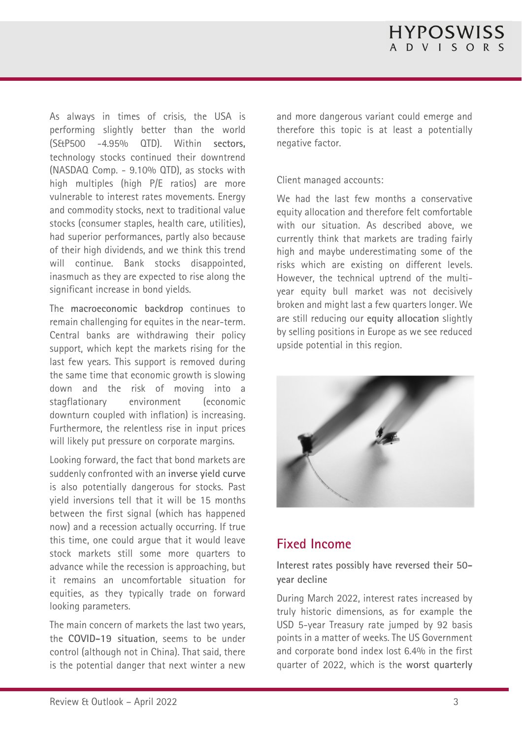As always in times of crisis, the USA is performing slightly better than the world (S&P500 -4.95% QTD). Within **sectors,** technology stocks continued their downtrend (NASDAQ Comp. - 9.10% QTD), as stocks with high multiples (high P/E ratios) are more vulnerable to interest rates movements. Energy and commodity stocks, next to traditional value stocks (consumer staples, health care, utilities), had superior performances, partly also because of their high dividends, and we think this trend will continue. Bank stocks disappointed, inasmuch as they are expected to rise along the significant increase in bond yields.

The **macroeconomic backdrop** continues to remain challenging for equites in the near-term. Central banks are withdrawing their policy support, which kept the markets rising for the last few years. This support is removed during the same time that economic growth is slowing down and the risk of moving into a stagflationary environment (economic downturn coupled with inflation) is increasing. Furthermore, the relentless rise in input prices will likely put pressure on corporate margins.

Looking forward, the fact that bond markets are suddenly confronted with an **inverse yield curve** is also potentially dangerous for stocks. Past yield inversions tell that it will be 15 months between the first signal (which has happened now) and a recession actually occurring. If true this time, one could argue that it would leave stock markets still some more quarters to advance while the recession is approaching, but it remains an uncomfortable situation for equities, as they typically trade on forward looking parameters.

The main concern of markets the last two years, the **COVID-19 situation**, seems to be under control (although not in China). That said, there is the potential danger that next winter a new and more dangerous variant could emerge and therefore this topic is at least a potentially negative factor.

Client managed accounts:

We had the last few months a conservative equity allocation and therefore felt comfortable with our situation. As described above, we currently think that markets are trading fairly high and maybe underestimating some of the risks which are existing on different levels. However, the technical uptrend of the multi-year equity bull market was not decisively broken and might last a few quarters longer. We are still reducing our **equity allocation** slightly by selling positions in Europe as we see reduced upside potential in this region.

## Fixed Income

### Interest rates possibly have reversed their 50-year decline

During March 2022, interest rates increased by truly historic dimensions, as for example the USD 5-year Treasury rate jumped by 92 basis points in a matter of weeks. The US Government and corporate bond index lost 6.4% in the first quarter of 2022, which is the **worst quarterly**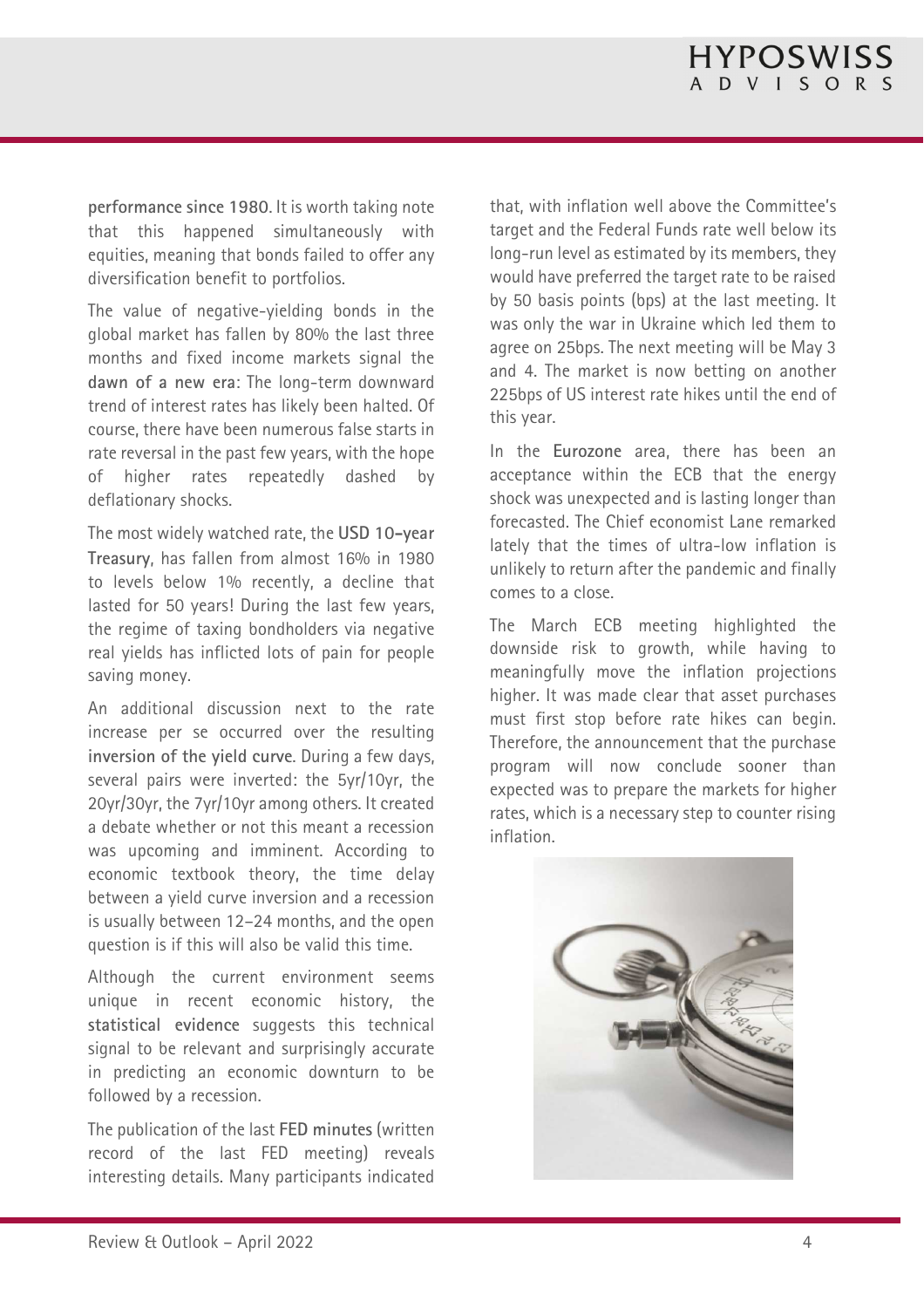**performance since 1980**. It is worth taking note that this happened simultaneously with equities, meaning that bonds failed to offer any diversification benefit to portfolios.

The value of negative-yielding bonds in the global market has fallen by 80% the last three months and fixed income markets signal the **dawn of a new era**: The long-term downward trend of interest rates has likely been halted. Of course, there have been numerous false starts in rate reversal in the past few years, with the hope of higher rates repeatedly dashed by deflationary shocks.

The most widely watched rate, the **USD 10-year Treasury**, has fallen from almost 16% in 1980 to levels below 1% recently, a decline that lasted for 50 years! During the last few years, the regime of taxing bondholders via negative real yields has inflicted lots of pain for people saving money.

An additional discussion next to the rate increase per se occurred over the resulting **inversion of the yield curve**. During a few days, several pairs were inverted: the 5yr/10yr, the 20yr/30yr, the 7yr/10yr among others. It created a debate whether or not this meant a recession was upcoming and imminent. According to economic textbook theory, the time delay between a yield curve inversion and a recession is usually between 12-24 months, and the open question is if this will also be valid this time.

Although the current environment seems unique in recent economic history, the **statistical evidence** suggests this technical signal to be relevant and surprisingly accurate in predicting an economic downturn to be followed by a recession.

The publication of the last **FED minutes** (written record of the last FED meeting) reveals interesting details. Many participants indicated that, with inflation well above the Committee's target and the Federal Funds rate well below its long-run level as estimated by its members, they would have preferred the target rate to be raised by 50 basis points (bps) at the last meeting. It was only the war in Ukraine which led them to agree on 25bps. The next meeting will be May 3 and 4. The market is now betting on another 225bps of US interest rate hikes until the end of this year.

In the **Eurozone** area, there has been an acceptance within the ECB that the energy shock was unexpected and is lasting longer than forecasted. The Chief economist Lane remarked lately that the times of ultra-low inflation is unlikely to return after the pandemic and finally comes to a close.

The March ECB meeting highlighted the downside risk to growth, while having to meaningfully move the inflation projections higher. It was made clear that asset purchases must first stop before rate hikes can begin. Therefore, the announcement that the purchase program will now conclude sooner than expected was to prepare the markets for higher rates, which is a necessary step to counter rising inflation.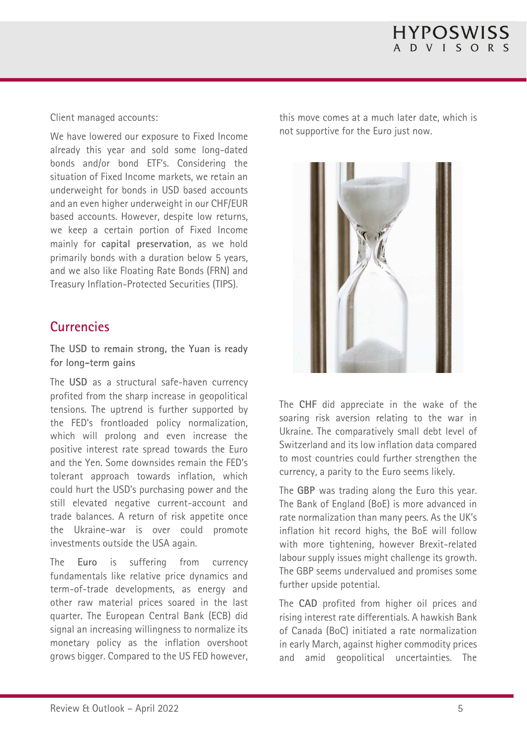Client managed accounts:

We have lowered our exposure to Fixed Income already this year and sold some long-dated bonds and/or bond ETF's. Considering the situation of Fixed Income markets, we retain an underweight for bonds in USD based accounts and an even higher underweight in our CHF/EUR based accounts. However, despite low returns, we keep a certain portion of Fixed Income mainly for **capital preservation**, as we hold primarily bonds with a duration below 5 years, and we also like Floating Rate Bonds (FRN) and Treasury Inflation-Protected Securities (TIPS).

## Currencies

**The USD to remain strong, the Yuan is ready for long-term gains**

The **USD** as a structural safe-haven currency profited from the sharp increase in geopolitical tensions. The uptrend is further supported by the FED's frontloaded policy normalization, which will prolong and even increase the positive interest rate spread towards the Euro and the Yen. Some downsides remain the FED's tolerant approach towards inflation, which could hurt the USD's purchasing power and the still elevated negative current-account and trade balances. A return of risk appetite once the Ukraine-war is over could promote investments outside the USA again.

The **Euro** is suffering from currency fundamentals like relative price dynamics and term-of-trade developments, as energy and other raw material prices soared in the last quarter. The European Central Bank (ECB) did signal an increasing willingness to normalize its monetary policy as the inflation overshoot grows bigger. Compared to the US FED however, this move comes at a much later date, which is not supportive for the Euro just now.

The **CHF** did appreciate in the wake of the soaring risk aversion relating to the war in Ukraine. The comparatively small debt level of Switzerland and its low inflation data compared to most countries could further strengthen the currency, a parity to the Euro seems likely.

The **GBP** was trading along the Euro this year. The Bank of England (BoE) is more advanced in rate normalization than many peers. As the UK's inflation hit record highs, the BoE will follow with more tightening, however Brexit-related labour supply issues might challenge its growth. The GBP seems undervalued and promises some further upside potential.

The **CAD** profited from higher oil prices and rising interest rate differentials. A hawkish Bank of Canada (BoC) initiated a rate normalization in early March, against higher commodity prices and amid geopolitical uncertainties. The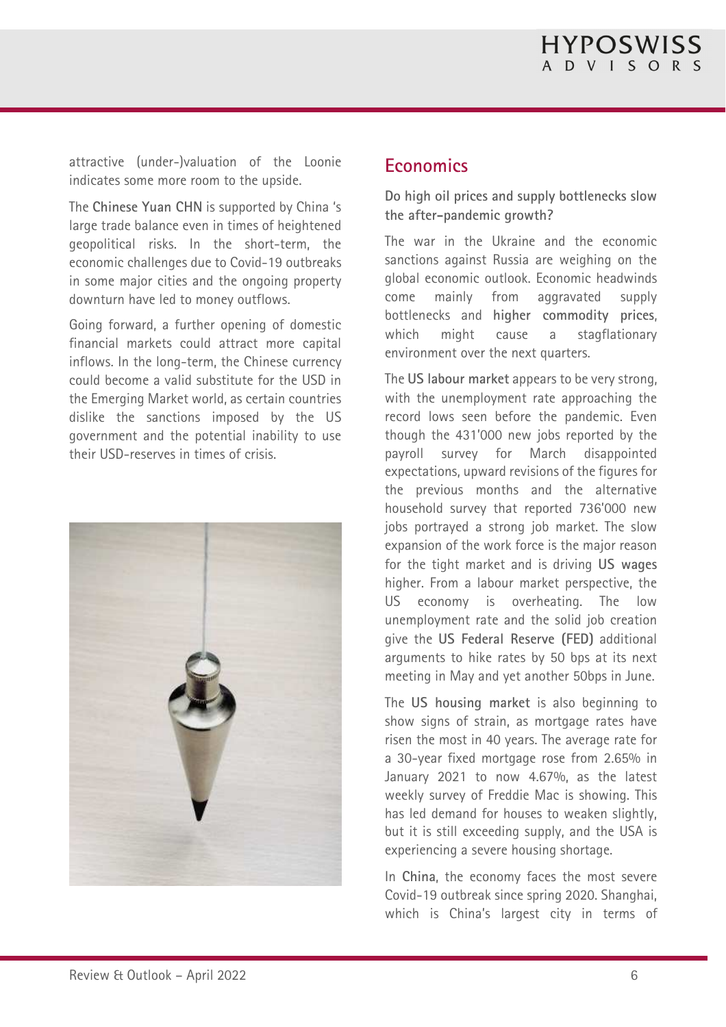attractive (under-)valuation of the Loonie indicates some more room to the upside.

The **Chinese Yuan CHN** is supported by China 's large trade balance even in times of heightened geopolitical risks. In the short-term, the economic challenges due to Covid-19 outbreaks in some major cities and the ongoing property downturn have led to money outflows.

Going forward, a further opening of domestic financial markets could attract more capital inflows. In the long-term, the Chinese currency could become a valid substitute for the USD in the Emerging Market world, as certain countries dislike the sanctions imposed by the US government and the potential inability to use their USD-reserves in times of crisis.

## Economics

**Do high oil prices and supply bottlenecks slow the after-pandemic growth?**

The war in the Ukraine and the economic sanctions against Russia are weighing on the global economic outlook. Economic headwinds come mainly from aggravated supply bottlenecks and **higher commodity prices**, which might cause a stagflationary environment over the next quarters.

The **US labour market** appears to be very strong, with the unemployment rate approaching the record lows seen before the pandemic. Even though the 431'000 new jobs reported by the payroll survey for March disappointed expectations, upward revisions of the figures for the previous months and the alternative household survey that reported 736'000 new jobs portrayed a strong job market. The slow expansion of the work force is the major reason for the tight market and is driving **US wages** higher. From a labour market perspective, the US economy is overheating. The low unemployment rate and the solid job creation give the **US Federal Reserve (FED)** additional arguments to hike rates by 50 bps at its next meeting in May and yet another 50bps in June.

The **US housing market** is also beginning to show signs of strain, as mortgage rates have risen the most in 40 years. The average rate for a 30-year fixed mortgage rose from 2.65% in January 2021 to now 4.67%, as the latest weekly survey of Freddie Mac is showing. This has led demand for houses to weaken slightly, but it is still exceeding supply, and the USA is experiencing a severe housing shortage.

In **China**, the economy faces the most severe Covid-19 outbreak since spring 2020. Shanghai, which is China's largest city in terms of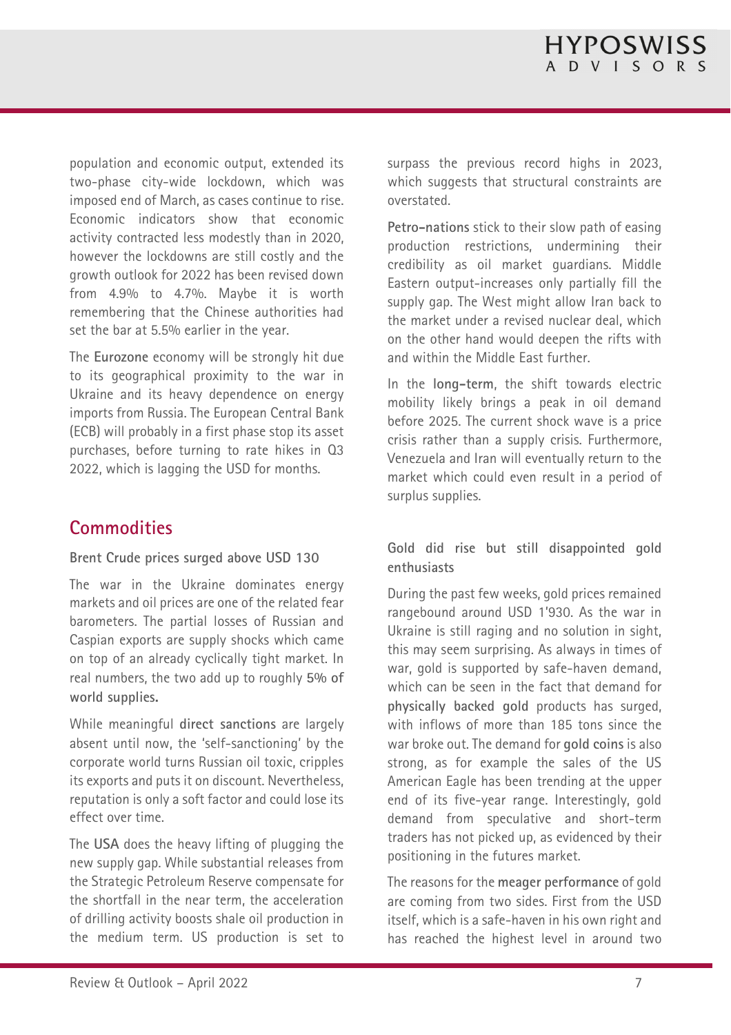population and economic output, extended its two-phase city-wide lockdown, which was imposed end of March, as cases continue to rise. Economic indicators show that economic activity contracted less modestly than in 2020, however the lockdowns are still costly and the growth outlook for 2022 has been revised down from 4.9% to 4.7%. Maybe it is worth remembering that the Chinese authorities had set the bar at 5.5% earlier in the year.

The **Eurozone** economy will be strongly hit due to its geographical proximity to the war in Ukraine and its heavy dependence on energy imports from Russia. The European Central Bank (ECB) will probably in a first phase stop its asset purchases, before turning to rate hikes in Q3 2022, which is lagging the USD for months.

## Commodities

### Brent Crude prices surged above USD 130

The war in the Ukraine dominates energy markets and oil prices are one of the related fear barometers. The partial losses of Russian and Caspian exports are supply shocks which came on top of an already cyclically tight market. In real numbers, the two add up to roughly **5% of world supplies.**

While meaningful **direct sanctions** are largely absent until now, the 'self-sanctioning' by the corporate world turns Russian oil toxic, cripples its exports and puts it on discount. Nevertheless, reputation is only a soft factor and could lose its effect over time.

The **USA** does the heavy lifting of plugging the new supply gap. While substantial releases from the Strategic Petroleum Reserve compensate for the shortfall in the near term, the acceleration of drilling activity boosts shale oil production in the medium term. US production is set to surpass the previous record highs in 2023, which suggests that structural constraints are overstated.

**Petro-nations** stick to their slow path of easing production restrictions, undermining their credibility as oil market guardians. Middle Eastern output-increases only partially fill the supply gap. The West might allow Iran back to the market under a revised nuclear deal, which on the other hand would deepen the rifts with and within the Middle East further.

In the **long-term**, the shift towards electric mobility likely brings a peak in oil demand before 2025. The current shock wave is a price crisis rather than a supply crisis. Furthermore, Venezuela and Iran will eventually return to the market which could even result in a period of surplus supplies.

### Gold did rise but still disappointed gold enthusiasts

During the past few weeks, gold prices remained rangebound around USD 1'930. As the war in Ukraine is still raging and no solution in sight, this may seem surprising. As always in times of war, gold is supported by safe-haven demand, which can be seen in the fact that demand for **physically backed gold** products has surged, with inflows of more than 185 tons since the war broke out. The demand for **gold coins** is also strong, as for example the sales of the US American Eagle has been trending at the upper end of its five-year range. Interestingly, gold demand from speculative and short-term traders has not picked up, as evidenced by their positioning in the futures market.

The reasons for the **meager performance** of gold are coming from two sides. First from the USD itself, which is a safe-haven in his own right and has reached the highest level in around two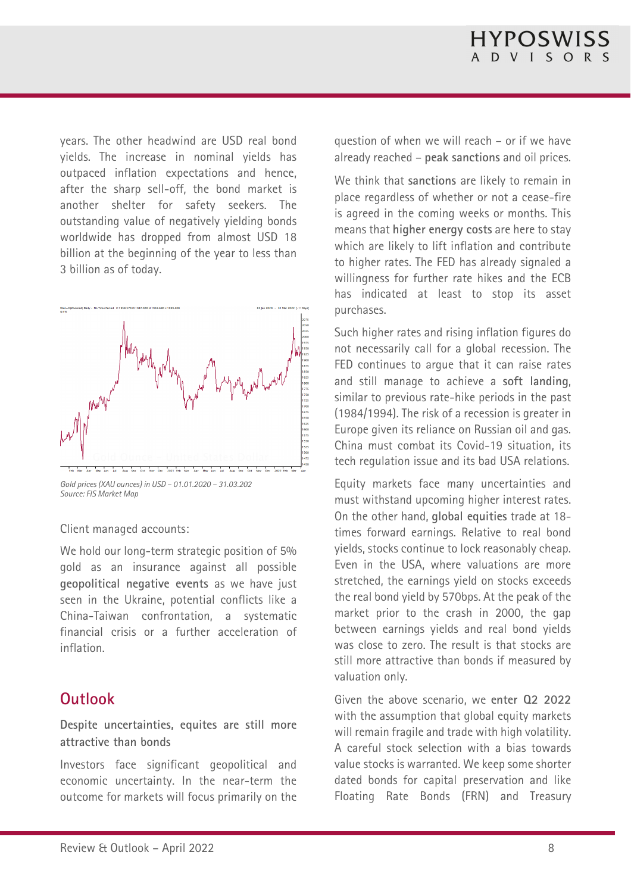years. The other headwind are USD real bond yields. The increase in nominal yields has outpaced inflation expectations and hence, after the sharp sell-off, the bond market is another shelter for safety seekers. The outstanding value of negatively yielding bonds worldwide has dropped from almost USD 18 billion at the beginning of the year to less than 3 billion as of today.

*Gold prices (XAU ounces) in USD – 01.01.2020 – 31.03.202*
*Source: FIS Market Map*

Client managed accounts:

We hold our long-term strategic position of 5% gold as an insurance against all possible **geopolitical negative events** as we have just seen in the Ukraine, potential conflicts like a China-Taiwan confrontation, a systematic financial crisis or a further acceleration of inflation.

## Outlook

### Despite uncertainties, equites are still more attractive than bonds

Investors face significant geopolitical and economic uncertainty. In the near-term the outcome for markets will focus primarily on the question of when we will reach – or if we have already reached – **peak sanctions** and oil prices.

We think that **sanctions** are likely to remain in place regardless of whether or not a cease-fire is agreed in the coming weeks or months. This means that **higher energy costs** are here to stay which are likely to lift inflation and contribute to higher rates. The FED has already signaled a willingness for further rate hikes and the ECB has indicated at least to stop its asset purchases.

Such higher rates and rising inflation figures do not necessarily call for a global recession. The FED continues to argue that it can raise rates and still manage to achieve a **soft landing**, similar to previous rate-hike periods in the past (1984/1994). The risk of a recession is greater in Europe given its reliance on Russian oil and gas. China must combat its Covid-19 situation, its tech regulation issue and its bad USA relations.

Equity markets face many uncertainties and must withstand upcoming higher interest rates. On the other hand, **global equities** trade at 18-times forward earnings. Relative to real bond yields, stocks continue to lock reasonably cheap. Even in the USA, where valuations are more stretched, the earnings yield on stocks exceeds the real bond yield by 570bps. At the peak of the market prior to the crash in 2000, the gap between earnings yields and real bond yields was close to zero. The result is that stocks are still more attractive than bonds if measured by valuation only.

Given the above scenario, we **enter Q2 2022** with the assumption that global equity markets will remain fragile and trade with high volatility. A careful stock selection with a bias towards value stocks is warranted. We keep some shorter dated bonds for capital preservation and like Floating Rate Bonds (FRN) and Treasury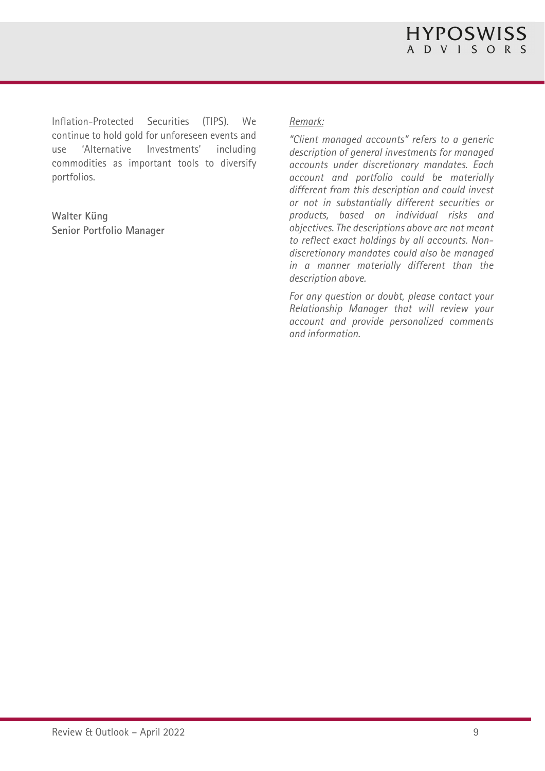Inflation-Protected Securities (TIPS). We continue to hold gold for unforeseen events and use 'Alternative Investments' including commodities as important tools to diversify portfolios.

**Walter Küng**
**Senior Portfolio Manager**

*Remark:*

*"Client managed accounts" refers to a generic description of general investments for managed accounts under discretionary mandates. Each account and portfolio could be materially different from this description and could invest or not in substantially different securities or products, based on individual risks and objectives. The descriptions above are not meant to reflect exact holdings by all accounts. Non-discretionary mandates could also be managed in a manner materially different than the description above.*

*For any question or doubt, please contact your Relationship Manager that will review your account and provide personalized comments and information.*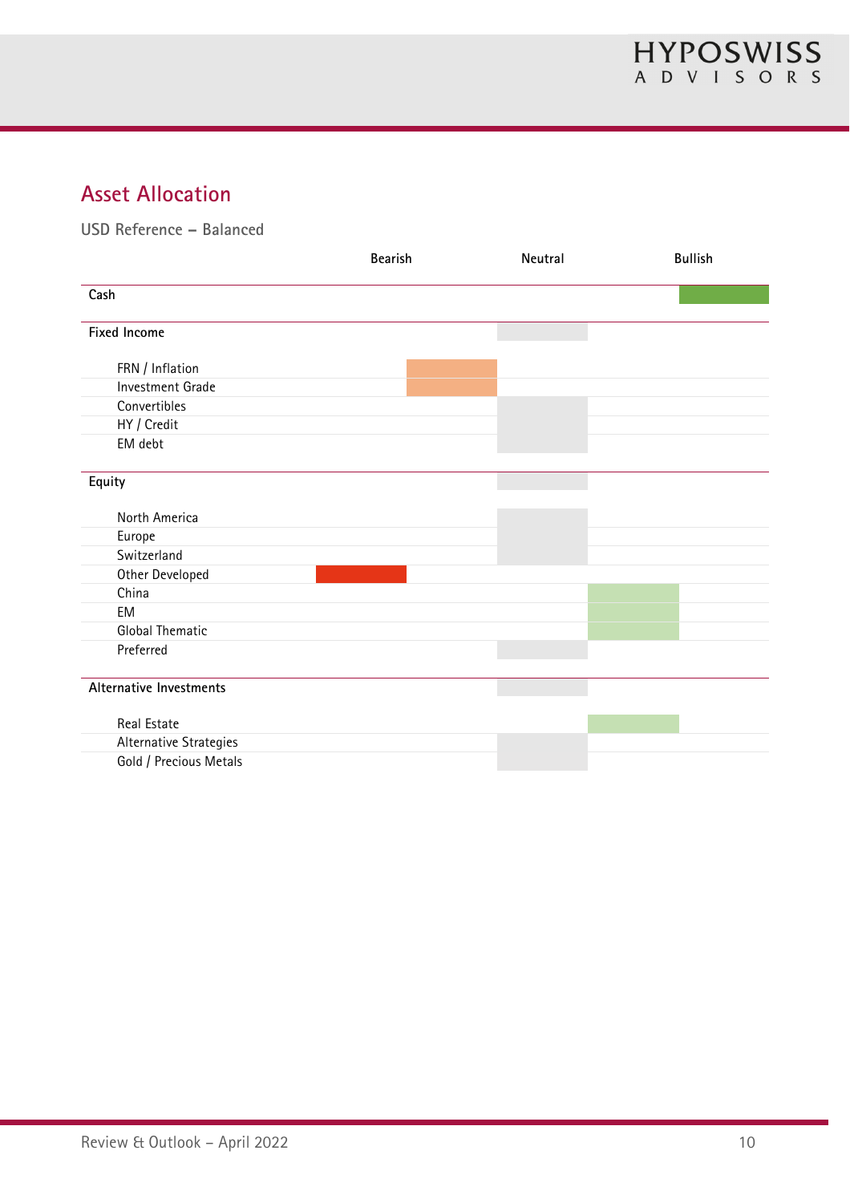## Asset Allocation

USD Reference – Balanced

| | Bearish | | Neutral | | Bullish |
|---|---|---|---|---|---|
| **Cash** | | | | | ■ |
| **Fixed Income** | | | ■ | | |
| FRN / Inflation | | ■ | | | |
| Investment Grade | | ■ | | | |
| Convertibles | | | ■ | | |
| HY / Credit | | | ■ | | |
| EM debt | | | ■ | | |
| **Equity** | | | ■ | | |
| North America | | | ■ | | |
| Europe | | | ■ | | |
| Switzerland | | | ■ | | |
| Other Developed | ■ | | | | |
| China | | | | ■ | |
| EM | | | | ■ | |
| Global Thematic | | | | ■ | |
| Preferred | | | ■ | | |
| **Alternative Investments** | | | ■ | | |
| Real Estate | | | | ■ | |
| Alternative Strategies | | | ■ | | |
| Gold / Precious Metals | | | ■ | | |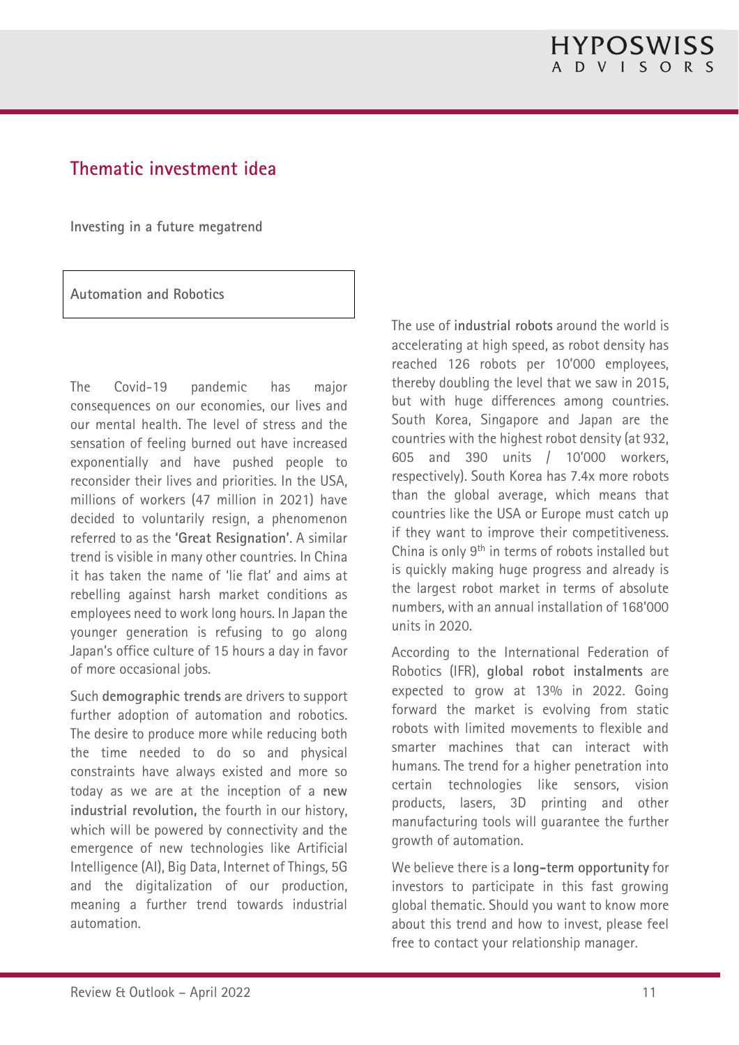## Thematic investment idea

**Investing in a future megatrend**

### Automation and Robotics

The Covid-19 pandemic has major consequences on our economies, our lives and our mental health. The level of stress and the sensation of feeling burned out have increased exponentially and have pushed people to reconsider their lives and priorities. In the USA, millions of workers (47 million in 2021) have decided to voluntarily resign, a phenomenon referred to as the **'Great Resignation'**. A similar trend is visible in many other countries. In China it has taken the name of 'lie flat' and aims at rebelling against harsh market conditions as employees need to work long hours. In Japan the younger generation is refusing to go along Japan's office culture of 15 hours a day in favor of more occasional jobs.

Such **demographic trends** are drivers to support further adoption of automation and robotics. The desire to produce more while reducing both the time needed to do so and physical constraints have always existed and more so today as we are at the inception of a **new industrial revolution,** the fourth in our history, which will be powered by connectivity and the emergence of new technologies like Artificial Intelligence (AI), Big Data, Internet of Things, 5G and the digitalization of our production, meaning a further trend towards industrial automation.

The use of **industrial robots** around the world is accelerating at high speed, as robot density has reached 126 robots per 10'000 employees, thereby doubling the level that we saw in 2015, but with huge differences among countries. South Korea, Singapore and Japan are the countries with the highest robot density (at 932, 605 and 390 units / 10'000 workers, respectively). South Korea has 7.4x more robots than the global average, which means that countries like the USA or Europe must catch up if they want to improve their competitiveness. China is only 9th in terms of robots installed but is quickly making huge progress and already is the largest robot market in terms of absolute numbers, with an annual installation of 168'000 units in 2020.

According to the International Federation of Robotics (IFR), **global robot instalments** are expected to grow at 13% in 2022. Going forward the market is evolving from static robots with limited movements to flexible and smarter machines that can interact with humans. The trend for a higher penetration into certain technologies like sensors, vision products, lasers, 3D printing and other manufacturing tools will guarantee the further growth of automation.

We believe there is a **long-term opportunity** for investors to participate in this fast growing global thematic. Should you want to know more about this trend and how to invest, please feel free to contact your relationship manager.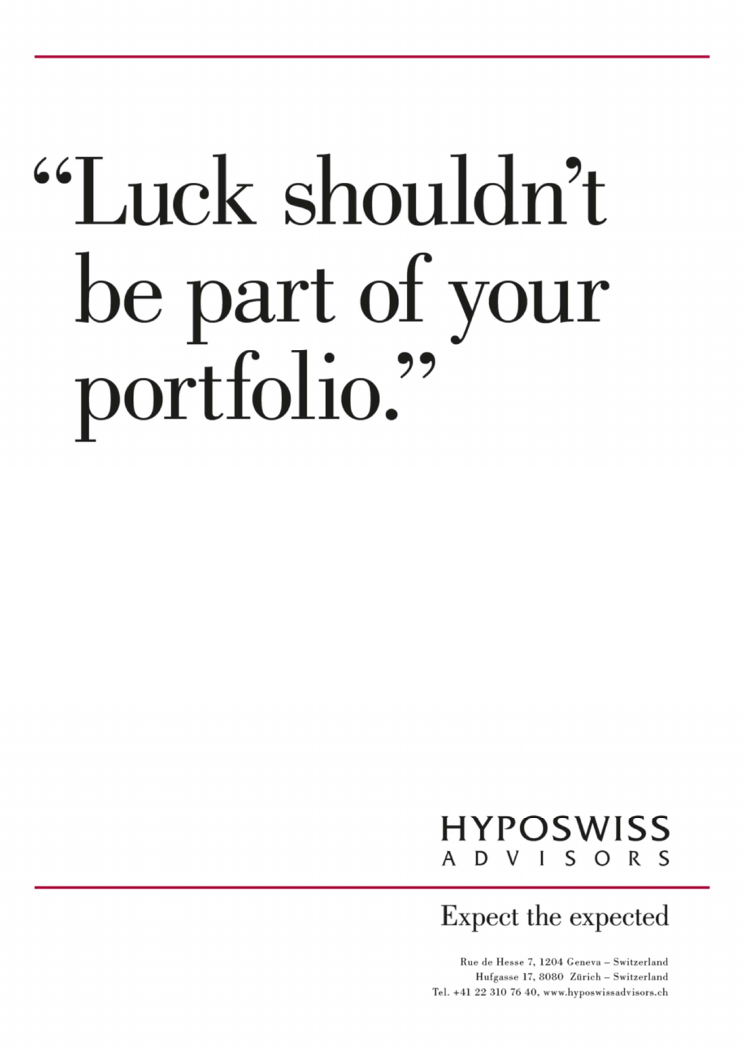# “Luck shouldn’t be part of your portfolio.”

HYPOSWISS
ADVISORS

Expect the expected

Rue de Hesse 7, 1204 Geneva – Switzerland
Hufgasse 17, 8080 Zürich – Switzerland
Tel. +41 22 310 76 40, www.hyposwissadvisors.ch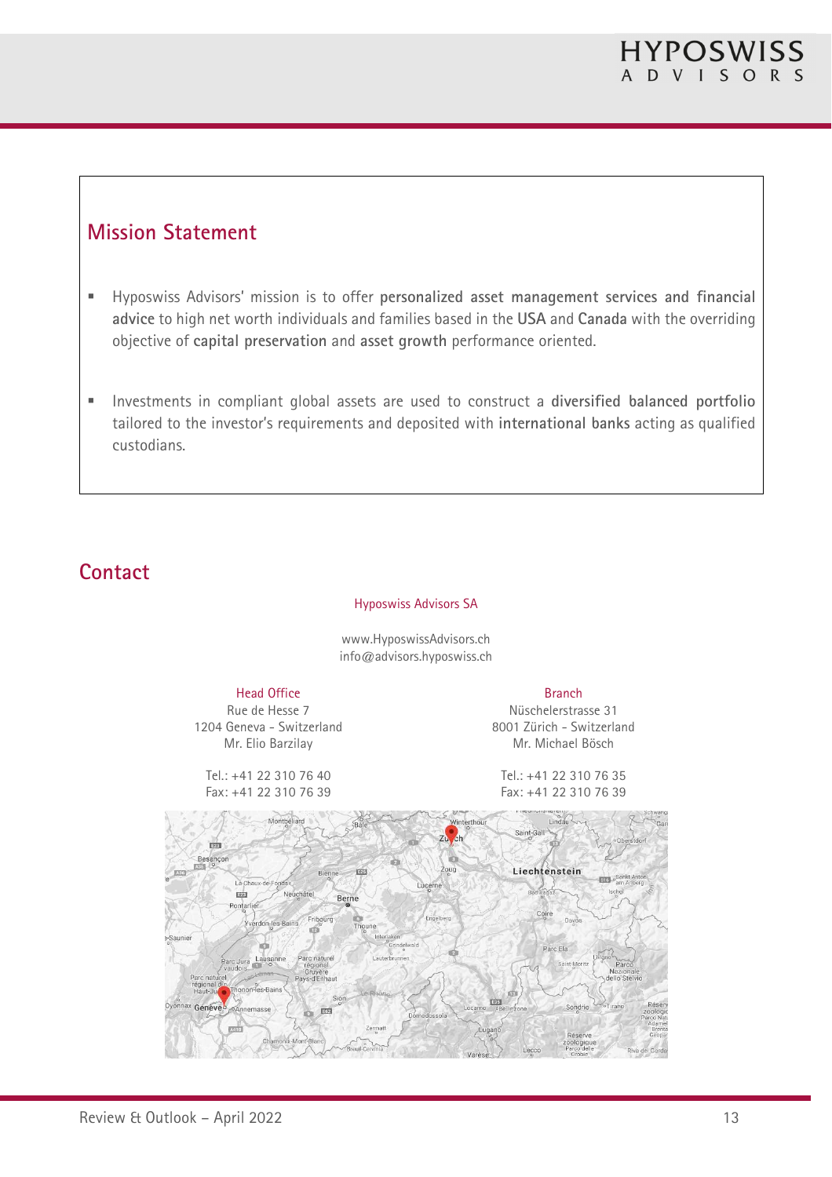## Mission Statement

- Hyposwiss Advisors' mission is to offer **personalized asset management services and financial advice** to high net worth individuals and families based in the **USA** and **Canada** with the overriding objective of **capital preservation** and **asset growth** performance oriented.

- Investments in compliant global assets are used to construct a **diversified balanced portfolio** tailored to the investor's requirements and deposited with **international banks** acting as qualified custodians.

## Contact

Hyposwiss Advisors SA

www.HyposwissAdvisors.ch
info@advisors.hyposwiss.ch

**Head Office**
Rue de Hesse 7
1204 Geneva - Switzerland
Mr. Elio Barzilay

Tel.: +41 22 310 76 40
Fax: +41 22 310 76 39

**Branch**
Nüschelerstrasse 31
8001 Zürich - Switzerland
Mr. Michael Bösch

Tel.: +41 22 310 76 35
Fax: +41 22 310 76 39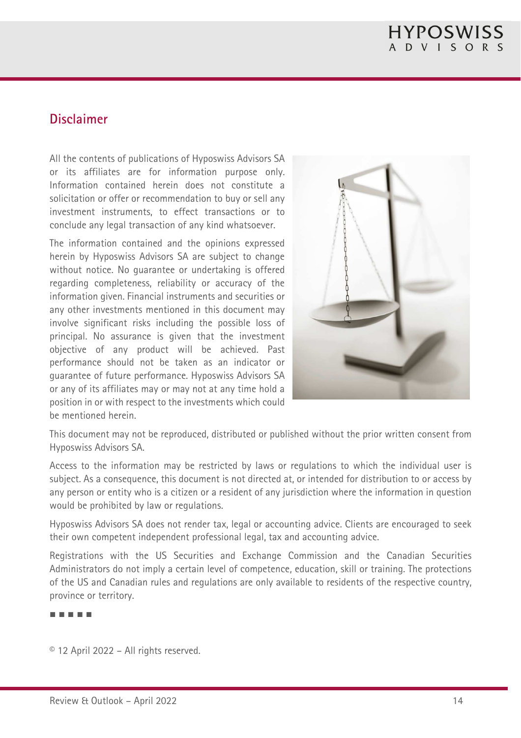## Disclaimer

All the contents of publications of Hyposwiss Advisors SA or its affiliates are for information purpose only. Information contained herein does not constitute a solicitation or offer or recommendation to buy or sell any investment instruments, to effect transactions or to conclude any legal transaction of any kind whatsoever.

The information contained and the opinions expressed herein by Hyposwiss Advisors SA are subject to change without notice. No guarantee or undertaking is offered regarding completeness, reliability or accuracy of the information given. Financial instruments and securities or any other investments mentioned in this document may involve significant risks including the possible loss of principal. No assurance is given that the investment objective of any product will be achieved. Past performance should not be taken as an indicator or guarantee of future performance. Hyposwiss Advisors SA or any of its affiliates may or may not at any time hold a position in or with respect to the investments which could be mentioned herein.

This document may not be reproduced, distributed or published without the prior written consent from Hyposwiss Advisors SA.

Access to the information may be restricted by laws or regulations to which the individual user is subject. As a consequence, this document is not directed at, or intended for distribution to or access by any person or entity who is a citizen or a resident of any jurisdiction where the information in question would be prohibited by law or regulations.

Hyposwiss Advisors SA does not render tax, legal or accounting advice. Clients are encouraged to seek their own competent independent professional legal, tax and accounting advice.

Registrations with the US Securities and Exchange Commission and the Canadian Securities Administrators do not imply a certain level of competence, education, skill or training. The protections of the US and Canadian rules and regulations are only available to residents of the respective country, province or territory.

■ ■ ■ ■ ■

© 12 April 2022 – All rights reserved.